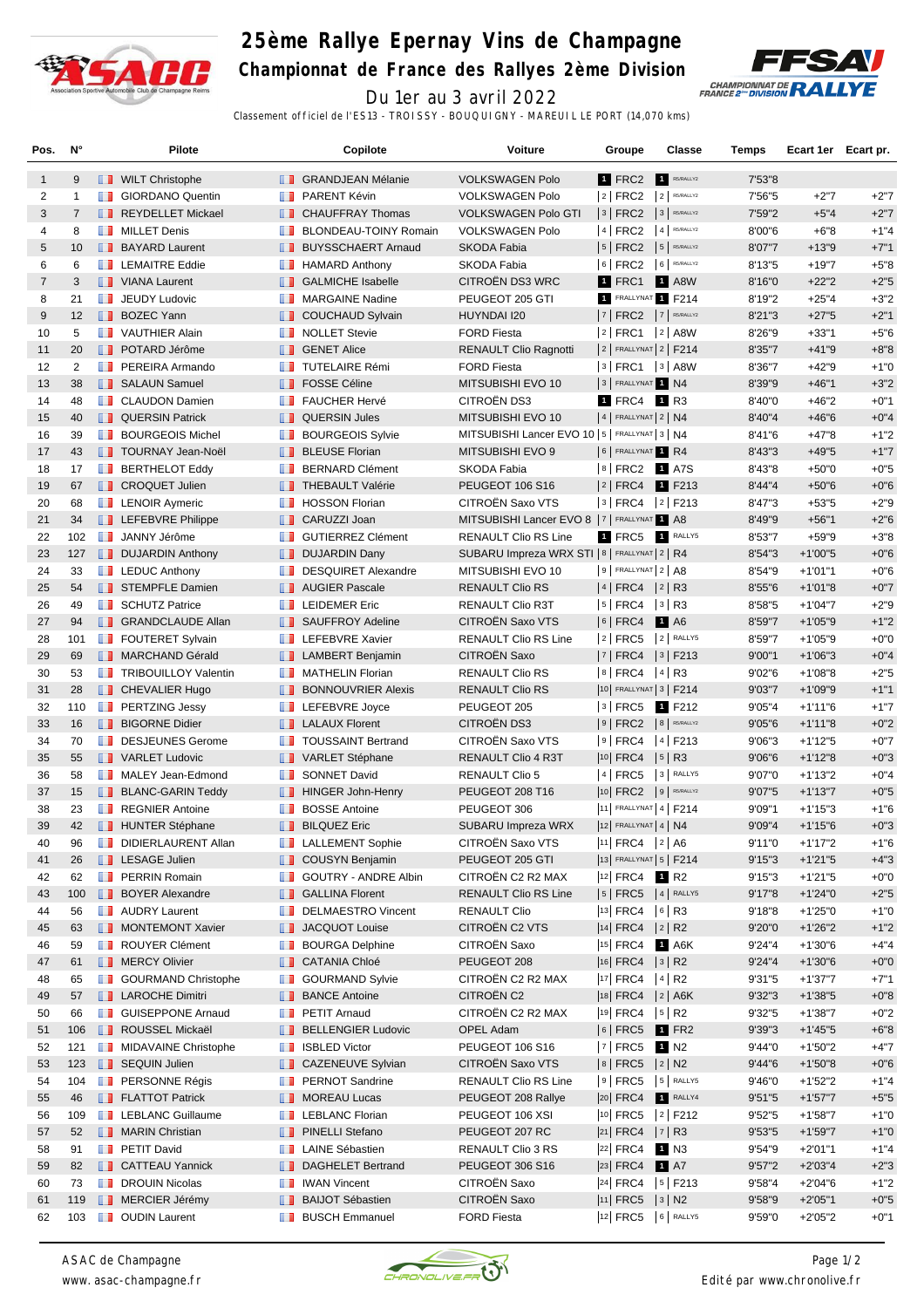# 25ème Rallye Epernay Vins de Champagne

## Championnat de France des Rallyes 2ème Division

Du 1er au 3 avril 2022

Classement officiel de l'ES13 - TROISSY - BOUQUIGNY - MAREUIL LE PORT (14,070 kms)

| Pos. | N° | Pilote | Copilote | Voiture | Groupe | Classe | Temps | Ecart 1er | Ecart pr. |
|---|---|---|---|---|---|---|---|---|---|
| 1 | 9 | WILT Christophe | GRANDJEAN Mélanie | VOLKSWAGEN Polo | 1 FRC2 | 1 R5/RALLY2 | 7'53"8 | | |
| 2 | 1 | GIORDANO Quentin | PARENT Kévin | VOLKSWAGEN Polo | 2 FRC2 | 2 R5/RALLY2 | 7'56"5 | +2"7 | +2"7 |
| 3 | 7 | REYDELLET Mickael | CHAUFFRAY Thomas | VOLKSWAGEN Polo GTI | 3 FRC2 | 3 R5/RALLY2 | 7'59"2 | +5"4 | +2"7 |
| 4 | 8 | MILLET Denis | BLONDEAU-TOINY Romain | VOLKSWAGEN Polo | 4 FRC2 | 4 R5/RALLY2 | 8'00"6 | +6"8 | +1"4 |
| 5 | 10 | BAYARD Laurent | BUYSSCHAERT Arnaud | SKODA Fabia | 5 FRC2 | 5 R5/RALLY2 | 8'07"7 | +13"9 | +7"1 |
| 6 | 6 | LEMAITRE Eddie | HAMARD Anthony | SKODA Fabia | 6 FRC2 | 6 R5/RALLY2 | 8'13"5 | +19"7 | +5"8 |
| 7 | 3 | VIANA Laurent | GALMICHE Isabelle | CITROËN DS3 WRC | 1 FRC1 | 1 A8W | 8'16"0 | +22"2 | +2"5 |
| 8 | 21 | JEUDY Ludovic | MARGAINE Nadine | PEUGEOT 205 GTI | 1 FRALLYNAT | 1 F214 | 8'19"2 | +25"4 | +3"2 |
| 9 | 12 | BOZEC Yann | COUCHAUD Sylvain | HUYNDAI I20 | 7 FRC2 | 7 R5/RALLY2 | 8'21"3 | +27"5 | +2"1 |
| 10 | 5 | VAUTHIER Alain | NOLLET Stevie | FORD Fiesta | 2 FRC1 | 2 A8W | 8'26"9 | +33"1 | +5"6 |
| 11 | 20 | POTARD Jérôme | GENET Alice | RENAULT Clio Ragnotti | 2 FRALLYNAT | 2 F214 | 8'35"7 | +41"9 | +8"8 |
| 12 | 2 | PEREIRA Armando | TUTELAIRE Rémi | FORD Fiesta | 3 FRC1 | 3 A8W | 8'36"7 | +42"9 | +1"0 |
| 13 | 38 | SALAUN Samuel | FOSSE Céline | MITSUBISHI EVO 10 | 3 FRALLYNAT | 1 N4 | 8'39"9 | +46"1 | +3"2 |
| 14 | 48 | CLAUDON Damien | FAUCHER Hervé | CITROËN DS3 | 1 FRC4 | 1 R3 | 8'40"0 | +46"2 | +0"1 |
| 15 | 40 | QUERSIN Patrick | QUERSIN Jules | MITSUBISHI EVO 10 | 4 FRALLYNAT | 2 N4 | 8'40"4 | +46"6 | +0"4 |
| 16 | 39 | BOURGEOIS Michel | BOURGEOIS Sylvie | MITSUBISHI Lancer EVO 10 | 5 FRALLYNAT | 3 N4 | 8'41"6 | +47"8 | +1"2 |
| 17 | 43 | TOURNAY Jean-Noël | BLEUSE Florian | MITSUBISHI EVO 9 | 6 FRALLYNAT | 1 R4 | 8'43"3 | +49"5 | +1"7 |
| 18 | 17 | BERTHELOT Eddy | BERNARD Clément | SKODA Fabia | 8 FRC2 | 1 A7S | 8'43"8 | +50"0 | +0"5 |
| 19 | 67 | CROQUET Julien | THEBAULT Valérie | PEUGEOT 106 S16 | 2 FRC4 | 1 F213 | 8'44"4 | +50"6 | +0"6 |
| 20 | 68 | LENOIR Aymeric | HOSSON Florian | CITROËN Saxo VTS | 3 FRC4 | 2 F213 | 8'47"3 | +53"5 | +2"9 |
| 21 | 34 | LEFEBVRE Philippe | CARUZZI Joan | MITSUBISHI Lancer EVO 8 | 7 FRALLYNAT | 1 A8 | 8'49"9 | +56"1 | +2"6 |
| 22 | 102 | JANNY Jérôme | GUTIERREZ Clément | RENAULT Clio RS Line | 1 FRC5 | 1 RALLY5 | 8'53"7 | +59"9 | +3"8 |
| 23 | 127 | DUJARDIN Anthony | DUJARDIN Dany | SUBARU Impreza WRX STI | 8 FRALLYNAT | 2 R4 | 8'54"3 | +1'00"5 | +0"6 |
| 24 | 33 | LEDUC Anthony | DESQUIRET Alexandre | MITSUBISHI EVO 10 | 9 FRALLYNAT | 2 A8 | 8'54"9 | +1'01"1 | +0"6 |
| 25 | 54 | STEMPFLE Damien | AUGIER Pascale | RENAULT Clio RS | 4 FRC4 | 2 R3 | 8'55"6 | +1'01"8 | +0"7 |
| 26 | 49 | SCHUTZ Patrice | LEIDEMER Eric | RENAULT Clio R3T | 5 FRC4 | 3 R3 | 8'58"5 | +1'04"7 | +2"9 |
| 27 | 94 | GRANDCLAUDE Allan | SAUFFROY Adeline | CITROËN Saxo VTS | 6 FRC4 | 1 A6 | 8'59"7 | +1'05"9 | +1"2 |
| 28 | 101 | FOUTERET Sylvain | LEFEBVRE Xavier | RENAULT Clio RS Line | 2 FRC5 | 2 RALLY5 | 8'59"7 | +1'05"9 | +0"0 |
| 29 | 69 | MARCHAND Gérald | LAMBERT Benjamin | CITROËN Saxo | 7 FRC4 | 3 F213 | 9'00"1 | +1'06"3 | +0"4 |
| 30 | 53 | TRIBOUILLOY Valentin | MATHELIN Florian | RENAULT Clio RS | 8 FRC4 | 4 R3 | 9'02"6 | +1'08"8 | +2"5 |
| 31 | 28 | CHEVALIER Hugo | BONNOUVRIER Alexis | RENAULT Clio RS | 10 FRALLYNAT | 3 F214 | 9'03"7 | +1'09"9 | +1"1 |
| 32 | 110 | PERTZING Jessy | LEFEBVRE Joyce | PEUGEOT 205 | 3 FRC5 | 1 F212 | 9'05"4 | +1'11"6 | +1"7 |
| 33 | 16 | BIGORNE Didier | LALAUX Florent | CITROËN DS3 | 9 FRC2 | 8 R5/RALLY2 | 9'05"6 | +1'11"8 | +0"2 |
| 34 | 70 | DESJEUNES Gerome | TOUSSAINT Bertrand | CITROËN Saxo VTS | 9 FRC4 | 4 F213 | 9'06"3 | +1'12"5 | +0"7 |
| 35 | 55 | VARLET Ludovic | VARLET Stéphane | RENAULT Clio 4 R3T | 10 FRC4 | 5 R3 | 9'06"6 | +1'12"8 | +0"3 |
| 36 | 58 | MALEY Jean-Edmond | SONNET David | RENAULT Clio 5 | 4 FRC5 | 3 RALLY5 | 9'07"0 | +1'13"2 | +0"4 |
| 37 | 15 | BLANC-GARIN Teddy | HINGER John-Henry | PEUGEOT 208 T16 | 10 FRC2 | 9 R5/RALLY2 | 9'07"5 | +1'13"7 | +0"5 |
| 38 | 23 | REGNIER Antoine | BOSSE Antoine | PEUGEOT 306 | 11 FRALLYNAT | 4 F214 | 9'09"1 | +1'15"3 | +1"6 |
| 39 | 42 | HUNTER Stéphane | BILQUEZ Eric | SUBARU Impreza WRX | 12 FRALLYNAT | 4 N4 | 9'09"4 | +1'15"6 | +0"3 |
| 40 | 96 | DIDIERLAURENT Allan | LALLEMENT Sophie | CITROËN Saxo VTS | 11 FRC4 | 2 A6 | 9'11"0 | +1'17"2 | +1"6 |
| 41 | 26 | LESAGE Julien | COUSYN Benjamin | PEUGEOT 205 GTI | 13 FRALLYNAT | 5 F214 | 9'15"3 | +1'21"5 | +4"3 |
| 42 | 62 | PERRIN Romain | GOUTRY - ANDRE Albin | CITROËN C2 R2 MAX | 12 FRC4 | 1 R2 | 9'15"3 | +1'21"5 | +0"0 |
| 43 | 100 | BOYER Alexandre | GALLINA Florent | RENAULT Clio RS Line | 5 FRC5 | 4 RALLY5 | 9'17"8 | +1'24"0 | +2"5 |
| 44 | 56 | AUDRY Laurent | DELMAESTRO Vincent | RENAULT Clio | 13 FRC4 | 6 R3 | 9'18"8 | +1'25"0 | +1"0 |
| 45 | 63 | MONTEMONT Xavier | JACQUOT Louise | CITROËN C2 VTS | 14 FRC4 | 2 R2 | 9'20"0 | +1'26"2 | +1"2 |
| 46 | 59 | ROUYER Clément | BOURGA Delphine | CITROËN Saxo | 15 FRC4 | 1 A6K | 9'24"4 | +1'30"6 | +4"4 |
| 47 | 61 | MERCY Olivier | CATANIA Chloé | PEUGEOT 208 | 16 FRC4 | 3 R2 | 9'24"4 | +1'30"6 | +0"0 |
| 48 | 65 | GOURMAND Christophe | GOURMAND Sylvie | CITROËN C2 R2 MAX | 17 FRC4 | 4 R2 | 9'31"5 | +1'37"7 | +7"1 |
| 49 | 57 | LAROCHE Dimitri | BANCE Antoine | CITROËN C2 | 18 FRC4 | 2 A6K | 9'32"3 | +1'38"5 | +0"8 |
| 50 | 66 | GUISEPPONE Arnaud | PETIT Arnaud | CITROËN C2 R2 MAX | 19 FRC4 | 5 R2 | 9'32"5 | +1'38"7 | +0"2 |
| 51 | 106 | ROUSSEL Mickaël | BELLENGIER Ludovic | OPEL Adam | 6 FRC5 | 1 FR2 | 9'39"3 | +1'45"5 | +6"8 |
| 52 | 121 | MIDAVAINE Christophe | ISBLED Victor | PEUGEOT 106 S16 | 7 FRC5 | 1 N2 | 9'44"0 | +1'50"2 | +4"7 |
| 53 | 123 | SEQUIN Julien | CAZENEUVE Sylvian | CITROËN Saxo VTS | 8 FRC5 | 2 N2 | 9'44"6 | +1'50"8 | +0"6 |
| 54 | 104 | PERSONNE Régis | PERNOT Sandrine | RENAULT Clio RS Line | 9 FRC5 | 5 RALLY5 | 9'46"0 | +1'52"2 | +1"4 |
| 55 | 46 | FLATTOT Patrick | MOREAU Lucas | PEUGEOT 208 Rallye | 20 FRC4 | 1 RALLY4 | 9'51"5 | +1'57"7 | +5"5 |
| 56 | 109 | LEBLANC Guillaume | LEBLANC Florian | PEUGEOT 106 XSI | 10 FRC5 | 2 F212 | 9'52"5 | +1'58"7 | +1"0 |
| 57 | 52 | MARIN Christian | PINELLI Stefano | PEUGEOT 207 RC | 21 FRC4 | 7 R3 | 9'53"5 | +1'59"7 | +1"0 |
| 58 | 91 | PETIT David | LAINE Sébastien | RENAULT Clio 3 RS | 22 FRC4 | 1 N3 | 9'54"9 | +2'01"1 | +1"4 |
| 59 | 82 | CATTEAU Yannick | DAGHELET Bertrand | PEUGEOT 306 S16 | 23 FRC4 | 1 A7 | 9'57"2 | +2'03"4 | +2"3 |
| 60 | 73 | DROUIN Nicolas | IWAN Vincent | CITROËN Saxo | 24 FRC4 | 5 F213 | 9'58"4 | +2'04"6 | +1"2 |
| 61 | 119 | MERCIER Jérémy | BAIJOT Sébastien | CITROËN Saxo | 11 FRC5 | 3 N2 | 9'58"9 | +2'05"1 | +0"5 |
| 62 | 103 | OUDIN Laurent | BUSCH Emmanuel | FORD Fiesta | 12 FRC5 | 6 RALLY5 | 9'59"0 | +2'05"2 | +0"1 |

ASAC de Champagne
www.asac-champagne.fr

Edité par www.chronolive.fr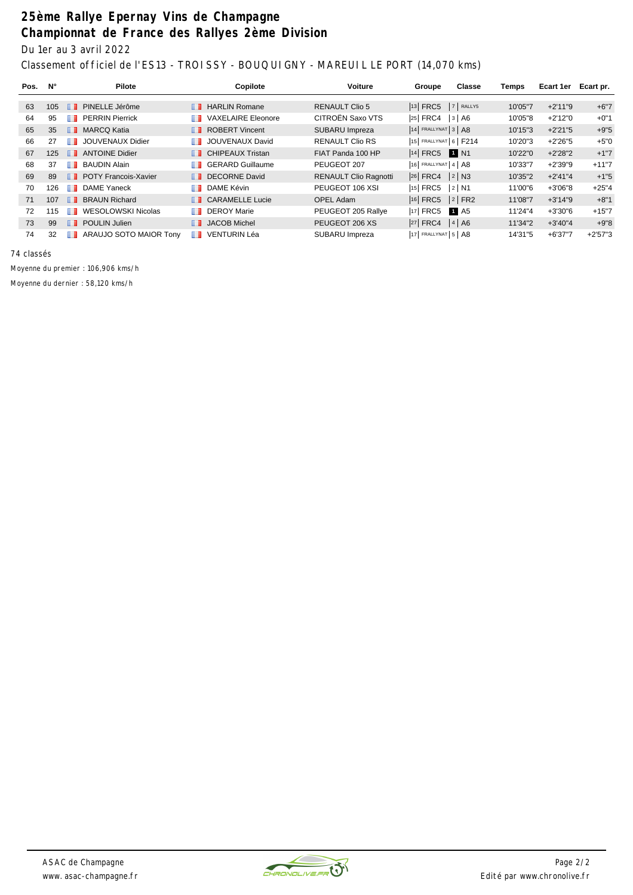# 25ème Rallye Epernay Vins de Champagne

# Championnat de France des Rallyes 2ème Division

Du 1er au 3 avril 2022

Classement officiel de l'ES13 - TROISSY - BOUQUIGNY - MAREUIL LE PORT (14,070 kms)

| Pos. | N° | Pilote | Copilote | Voiture | Groupe | Classe | Temps | Ecart 1er | Ecart pr. |
|---|---|---|---|---|---|---|---|---|---|
| 63 | 105 | PINELLE Jérôme | HARLIN Romane | RENAULT Clio 5 | 13 FRC5 | 7 RALLY5 | 10'05"7 | +2'11"9 | +6"7 |
| 64 | 95 | PERRIN Pierrick | VAXELAIRE Eleonore | CITROËN Saxo VTS | 25 FRC4 | 3 A6 | 10'05"8 | +2'12"0 | +0"1 |
| 65 | 35 | MARCQ Katia | ROBERT Vincent | SUBARU Impreza | 14 FRALLYNAT | 3 A8 | 10'15"3 | +2'21"5 | +9"5 |
| 66 | 27 | JOUVENAUX Didier | JOUVENAUX David | RENAULT Clio RS | 15 FRALLYNAT | 6 F214 | 10'20"3 | +2'26"5 | +5"0 |
| 67 | 125 | ANTOINE Didier | CHIPEAUX Tristan | FIAT Panda 100 HP | 14 FRC5 | 1 N1 | 10'22"0 | +2'28"2 | +1"7 |
| 68 | 37 | BAUDIN Alain | GERARD Guillaume | PEUGEOT 207 | 16 FRALLYNAT | 4 A8 | 10'33"7 | +2'39"9 | +11"7 |
| 69 | 89 | POTY Francois-Xavier | DECORNE David | RENAULT Clio Ragnotti | 26 FRC4 | 2 N3 | 10'35"2 | +2'41"4 | +1"5 |
| 70 | 126 | DAME Yaneck | DAME Kévin | PEUGEOT 106 XSI | 15 FRC5 | 2 N1 | 11'00"6 | +3'06"8 | +25"4 |
| 71 | 107 | BRAUN Richard | CARAMELLE Lucie | OPEL Adam | 16 FRC5 | 2 FR2 | 11'08"7 | +3'14"9 | +8"1 |
| 72 | 115 | WESOLOWSKI Nicolas | DEROY Marie | PEUGEOT 205 Rallye | 17 FRC5 | 1 A5 | 11'24"4 | +3'30"6 | +15"7 |
| 73 | 99 | POULIN Julien | JACOB Michel | PEUGEOT 206 XS | 27 FRC4 | 4 A6 | 11'34"2 | +3'40"4 | +9"8 |
| 74 | 32 | ARAUJO SOTO MAIOR Tony | VENTURIN Léa | SUBARU Impreza | 17 FRALLYNAT | 5 A8 | 14'31"5 | +6'37"7 | +2'57"3 |

74 classés

Moyenne du premier : 106,906 kms/h

Moyenne du dernier : 58,120 kms/h

ASAC de Champagne
www.asac-champagne.fr

Edité par www.chronolive.fr